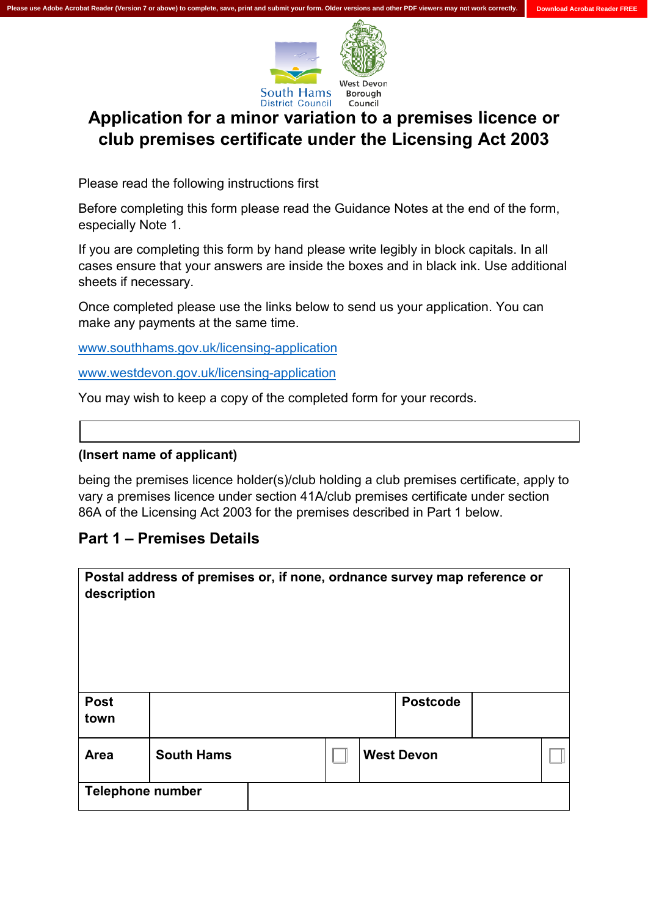Please use Adobe Acrobat Reader (Version 7 or above) to complete, save, print and submit your form. Older versions and other PDF viewers may not work correctly. Download Acrobat Reader FREE

South Hams District Council

West Devon Borough Council

# Application for a minor variation to a premises licence or club premises certificate under the Licensing Act 2003

Please read the following instructions first

Before completing this form please read the Guidance Notes at the end of the form, especially Note 1.

If you are completing this form by hand please write legibly in block capitals. In all cases ensure that your answers are inside the boxes and in black ink. Use additional sheets if necessary.

Once completed please use the links below to send us your application. You can make any payments at the same time.

www.southhams.gov.uk/licensing-application

www.westdevon.gov.uk/licensing-application

You may wish to keep a copy of the completed form for your records.

| |
|---|
| |

**(Insert name of applicant)**

being the premises licence holder(s)/club holding a club premises certificate, apply to vary a premises licence under section 41A/club premises certificate under section 86A of the Licensing Act 2003 for the premises described in Part 1 below.

## Part 1 – Premises Details

| **Postal address of premises or, if none, ordnance survey map reference or description** | | | | |
|---|---|---|---|---|
| **Post town** | | | **Postcode** | |
| **Area** | **South Hams** | ☐ | **West Devon** | ☐ |
| **Telephone number** | | | | |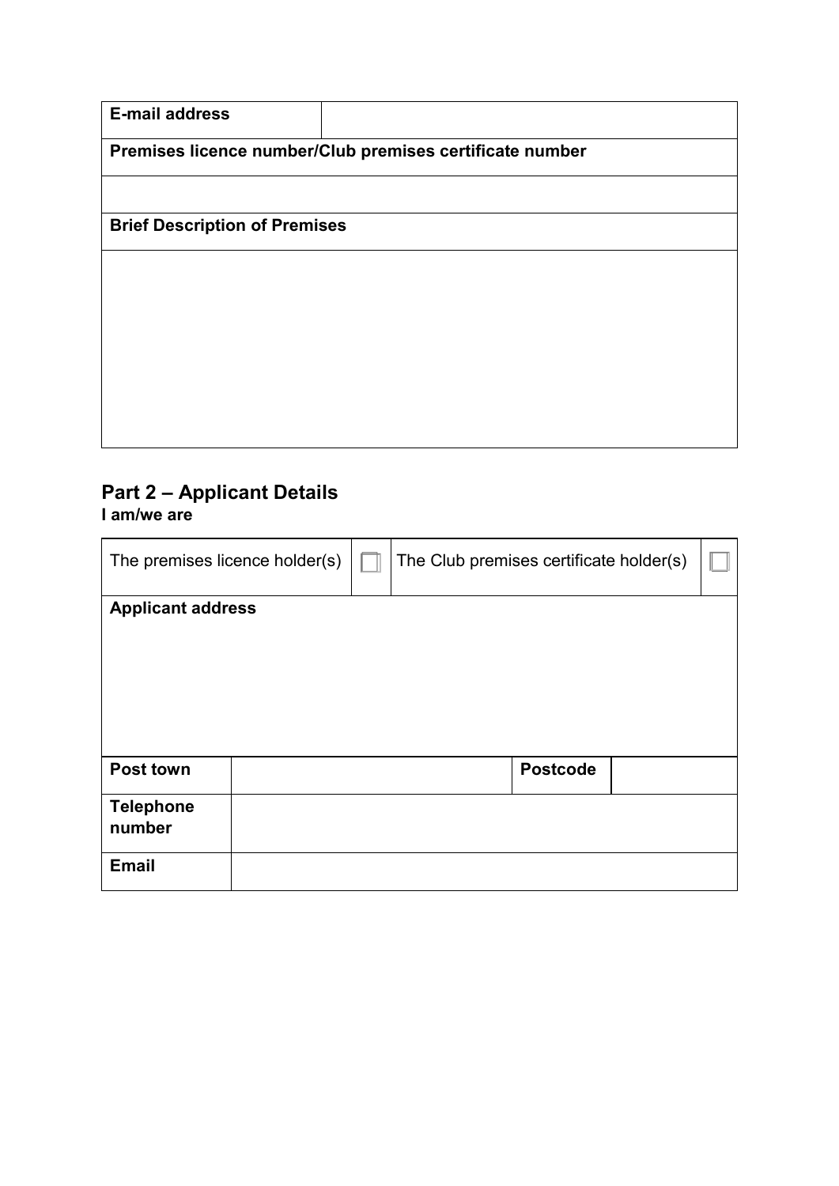| E-mail address | |
| --- | --- |
| **Premises licence number/Club premises certificate number** | |
| | |
| **Brief Description of Premises** | |
| | |

## Part 2 – Applicant Details

**I am/we are**

| The premises licence holder(s) | ☐ | The Club premises certificate holder(s) | ☐ |
| --- | --- | --- | --- |
| **Applicant address** | | | |

| **Post town** | | **Postcode** | |
| --- | --- | --- | --- |
| **Telephone number** | | | |
| **Email** | | | |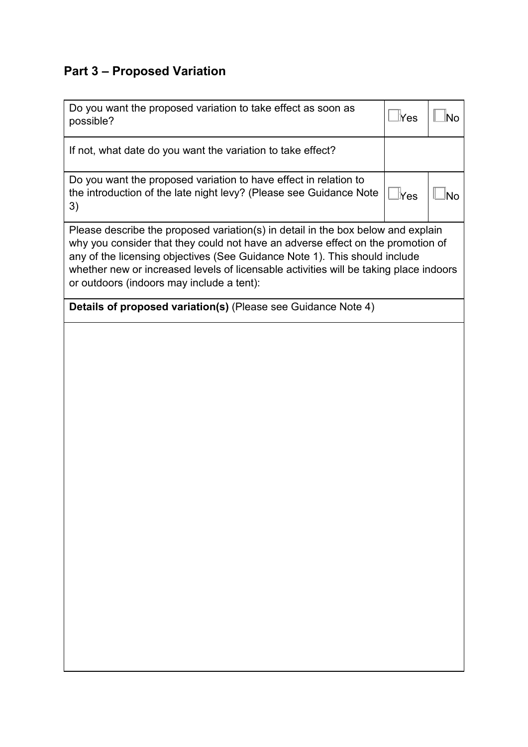## Part 3 – Proposed Variation

| | | |
|---|---|---|
| Do you want the proposed variation to take effect as soon as possible? | ☐ Yes | ☐ No |
| If not, what date do you want the variation to take effect? | | |
| Do you want the proposed variation to have effect in relation to the introduction of the late night levy? (Please see Guidance Note 3) | ☐ Yes | ☐ No |

Please describe the proposed variation(s) in detail in the box below and explain why you consider that they could not have an adverse effect on the promotion of any of the licensing objectives (See Guidance Note 1). This should include whether new or increased levels of licensable activities will be taking place indoors or outdoors (indoors may include a tent):

**Details of proposed variation(s)** (Please see Guidance Note 4)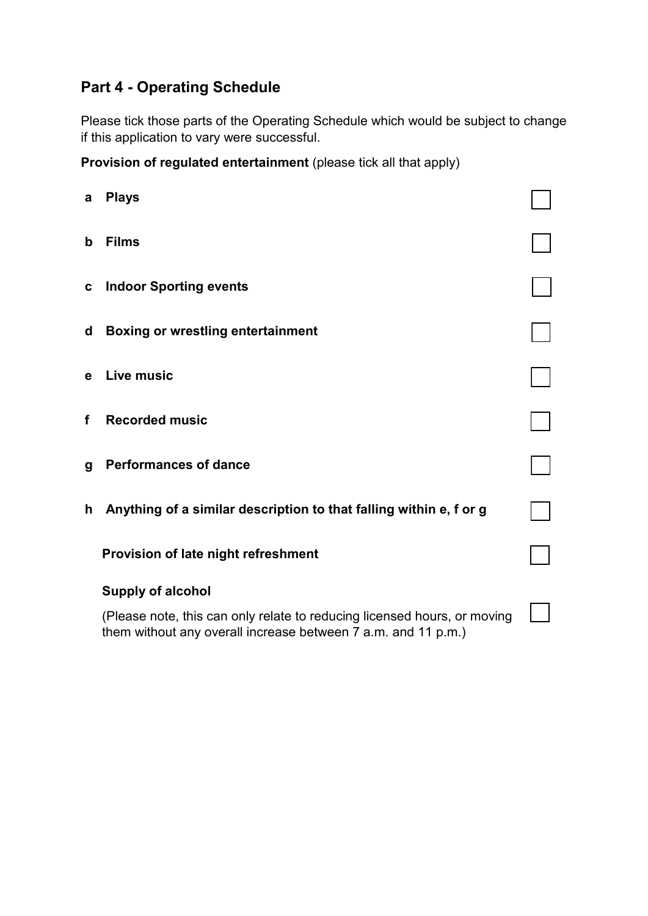## Part 4 - Operating Schedule

Please tick those parts of the Operating Schedule which would be subject to change if this application to vary were successful.

**Provision of regulated entertainment** (please tick all that apply)

| | | |
|---|---|---|
| **a** | **Plays** | ☐ |
| **b** | **Films** | ☐ |
| **c** | **Indoor Sporting events** | ☐ |
| **d** | **Boxing or wrestling entertainment** | ☐ |
| **e** | **Live music** | ☐ |
| **f** | **Recorded music** | ☐ |
| **g** | **Performances of dance** | ☐ |
| **h** | **Anything of a similar description to that falling within e, f or g** | ☐ |
| | **Provision of late night refreshment** | ☐ |
| | **Supply of alcohol**<br>(Please note, this can only relate to reducing licensed hours, or moving them without any overall increase between 7 a.m. and 11 p.m.) | ☐ |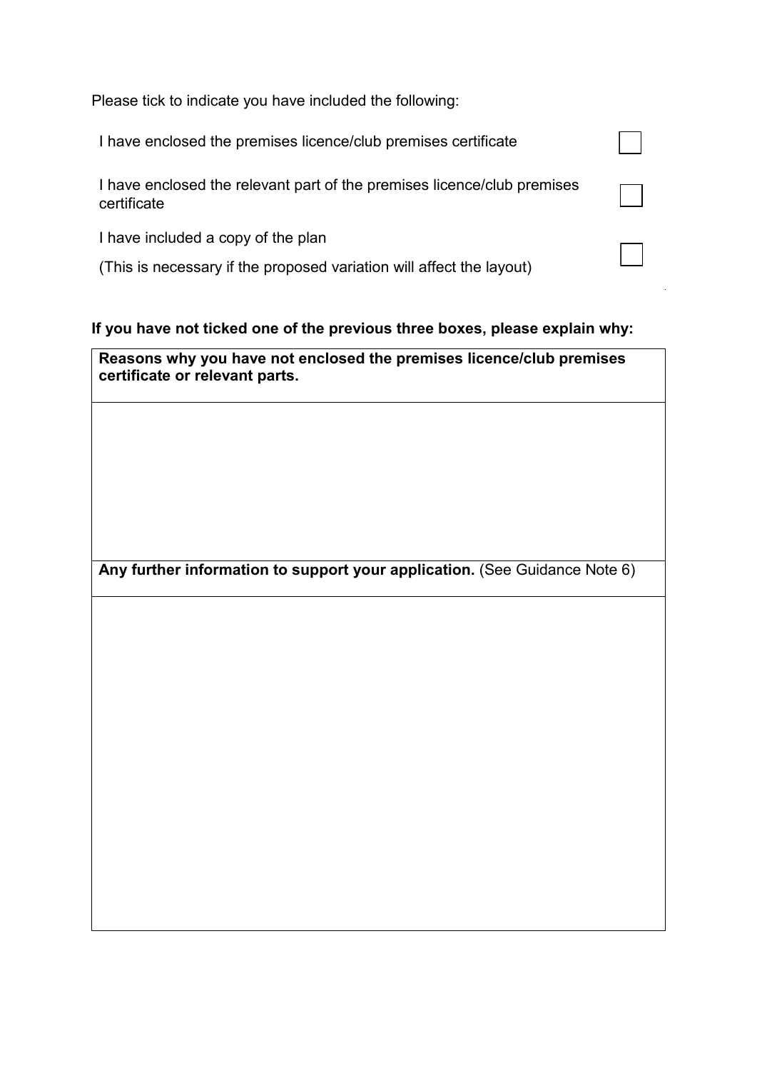Please tick to indicate you have included the following:

| | |
|---|---|
| I have enclosed the premises licence/club premises certificate | ☐ |
| I have enclosed the relevant part of the premises licence/club premises certificate | ☐ |
| I have included a copy of the plan<br>(This is necessary if the proposed variation will affect the layout) | ☐ |

**If you have not ticked one of the previous three boxes, please explain why:**

| **Reasons why you have not enclosed the premises licence/club premises certificate or relevant parts.** |
|---|
| |
| **Any further information to support your application.** (See Guidance Note 6) |
| |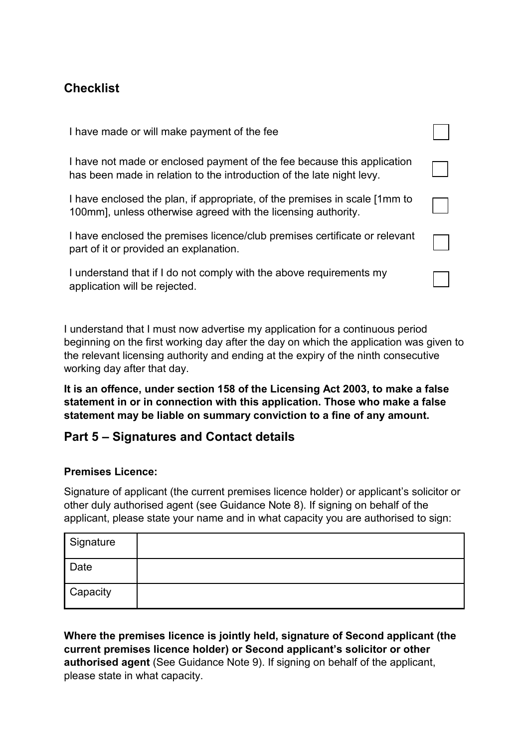## Checklist

| | |
|---|---|
| I have made or will make payment of the fee | ☐ |
| I have not made or enclosed payment of the fee because this application has been made in relation to the introduction of the late night levy. | ☐ |
| I have enclosed the plan, if appropriate, of the premises in scale [1mm to 100mm], unless otherwise agreed with the licensing authority. | ☐ |
| I have enclosed the premises licence/club premises certificate or relevant part of it or provided an explanation. | ☐ |
| I understand that if I do not comply with the above requirements my application will be rejected. | ☐ |

I understand that I must now advertise my application for a continuous period beginning on the first working day after the day on which the application was given to the relevant licensing authority and ending at the expiry of the ninth consecutive working day after that day.

**It is an offence, under section 158 of the Licensing Act 2003, to make a false statement in or in connection with this application. Those who make a false statement may be liable on summary conviction to a fine of any amount.**

## Part 5 – Signatures and Contact details

**Premises Licence:**

Signature of applicant (the current premises licence holder) or applicant's solicitor or other duly authorised agent (see Guidance Note 8). If signing on behalf of the applicant, please state your name and in what capacity you are authorised to sign:

| | |
|---|---|
| Signature | |
| Date | |
| Capacity | |

**Where the premises licence is jointly held, signature of Second applicant (the current premises licence holder) or Second applicant's solicitor or other authorised agent** (See Guidance Note 9). If signing on behalf of the applicant, please state in what capacity.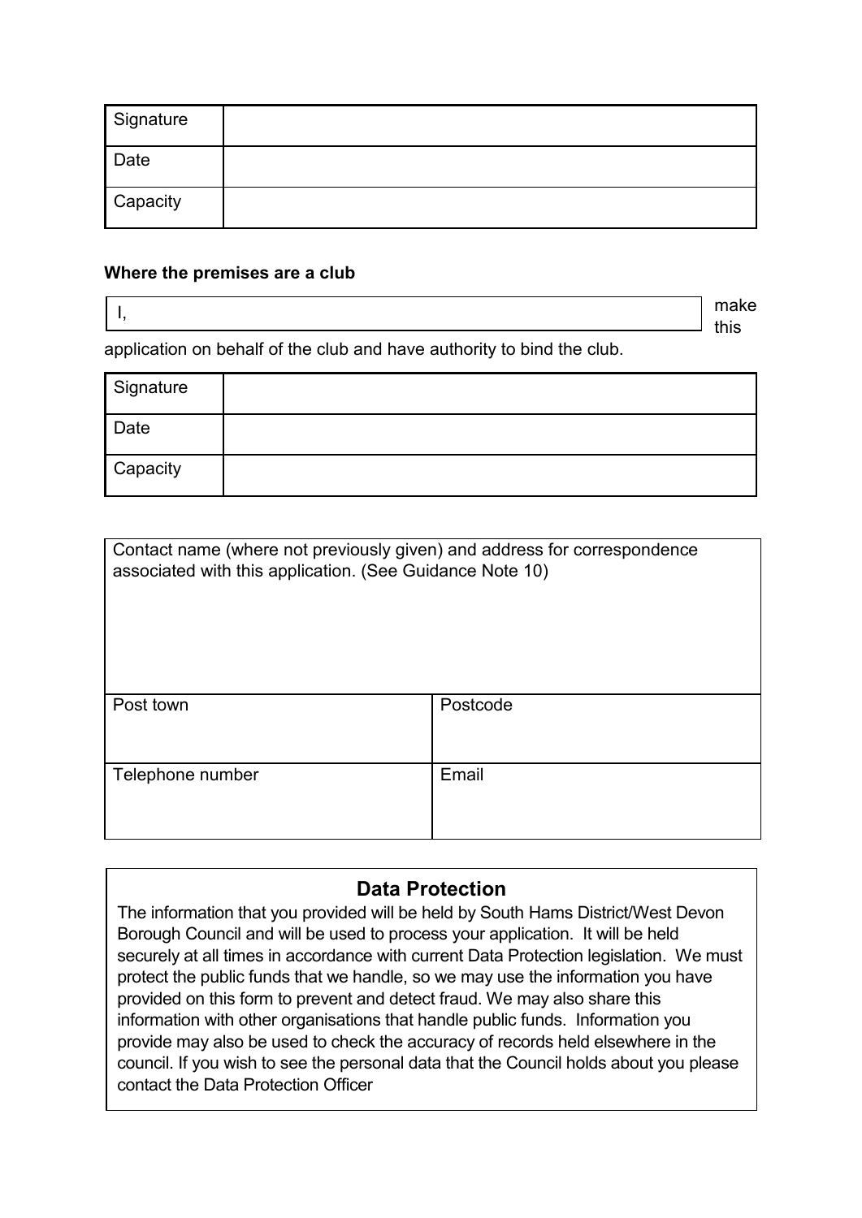| Signature | |
|---|---|
| Date | |
| Capacity | |

**Where the premises are a club**

I, ______________________________ make this application on behalf of the club and have authority to bind the club.

| Signature | |
|---|---|
| Date | |
| Capacity | |

| Contact name (where not previously given) and address for correspondence associated with this application. (See Guidance Note 10) | |
|---|---|
| Post town | Postcode |
| Telephone number | Email |

## Data Protection

The information that you provided will be held by South Hams District/West Devon Borough Council and will be used to process your application. It will be held securely at all times in accordance with current Data Protection legislation. We must protect the public funds that we handle, so we may use the information you have provided on this form to prevent and detect fraud. We may also share this information with other organisations that handle public funds. Information you provide may also be used to check the accuracy of records held elsewhere in the council. If you wish to see the personal data that the Council holds about you please contact the Data Protection Officer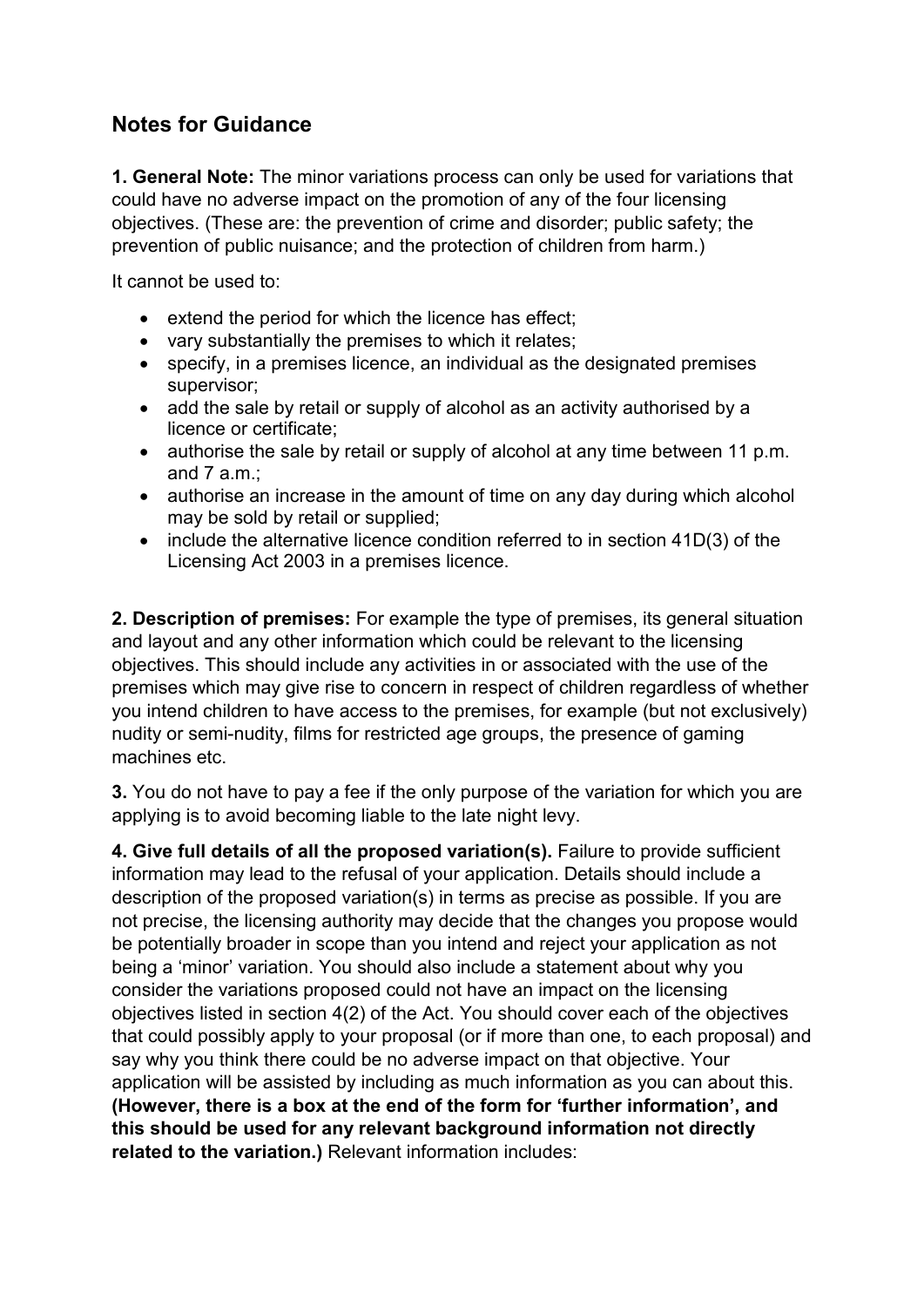## Notes for Guidance

**1. General Note:** The minor variations process can only be used for variations that could have no adverse impact on the promotion of any of the four licensing objectives. (These are: the prevention of crime and disorder; public safety; the prevention of public nuisance; and the protection of children from harm.)

It cannot be used to:

- extend the period for which the licence has effect;
- vary substantially the premises to which it relates;
- specify, in a premises licence, an individual as the designated premises supervisor;
- add the sale by retail or supply of alcohol as an activity authorised by a licence or certificate;
- authorise the sale by retail or supply of alcohol at any time between 11 p.m. and 7 a.m.;
- authorise an increase in the amount of time on any day during which alcohol may be sold by retail or supplied;
- include the alternative licence condition referred to in section 41D(3) of the Licensing Act 2003 in a premises licence.

**2. Description of premises:** For example the type of premises, its general situation and layout and any other information which could be relevant to the licensing objectives. This should include any activities in or associated with the use of the premises which may give rise to concern in respect of children regardless of whether you intend children to have access to the premises, for example (but not exclusively) nudity or semi-nudity, films for restricted age groups, the presence of gaming machines etc.

**3.** You do not have to pay a fee if the only purpose of the variation for which you are applying is to avoid becoming liable to the late night levy.

**4. Give full details of all the proposed variation(s).** Failure to provide sufficient information may lead to the refusal of your application. Details should include a description of the proposed variation(s) in terms as precise as possible. If you are not precise, the licensing authority may decide that the changes you propose would be potentially broader in scope than you intend and reject your application as not being a 'minor' variation. You should also include a statement about why you consider the variations proposed could not have an impact on the licensing objectives listed in section 4(2) of the Act. You should cover each of the objectives that could possibly apply to your proposal (or if more than one, to each proposal) and say why you think there could be no adverse impact on that objective. Your application will be assisted by including as much information as you can about this. **(However, there is a box at the end of the form for 'further information', and this should be used for any relevant background information not directly related to the variation.)** Relevant information includes: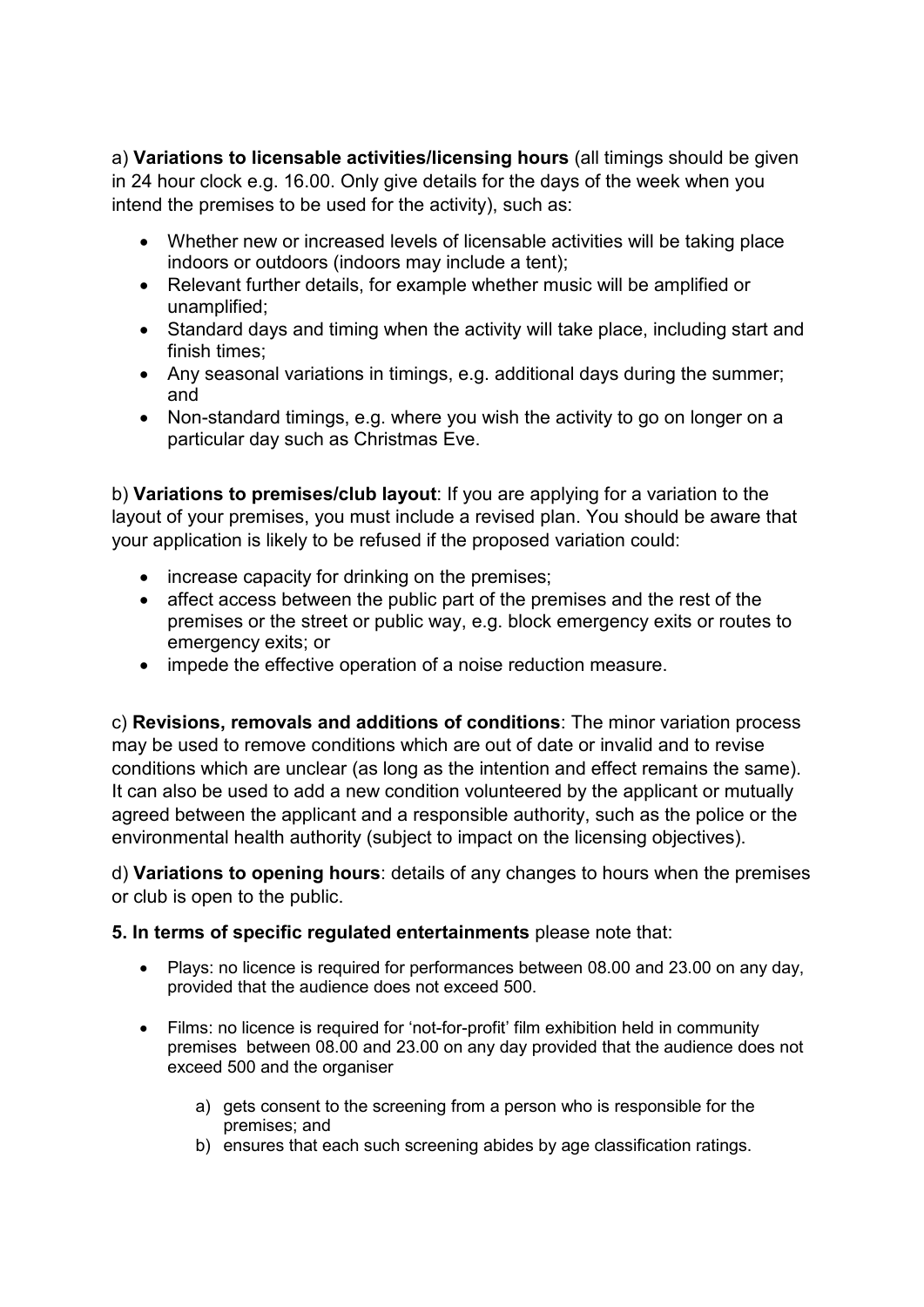a) **Variations to licensable activities/licensing hours** (all timings should be given in 24 hour clock e.g. 16.00. Only give details for the days of the week when you intend the premises to be used for the activity), such as:

- Whether new or increased levels of licensable activities will be taking place indoors or outdoors (indoors may include a tent);
- Relevant further details, for example whether music will be amplified or unamplified;
- Standard days and timing when the activity will take place, including start and finish times;
- Any seasonal variations in timings, e.g. additional days during the summer; and
- Non-standard timings, e.g. where you wish the activity to go on longer on a particular day such as Christmas Eve.

b) **Variations to premises/club layout**: If you are applying for a variation to the layout of your premises, you must include a revised plan. You should be aware that your application is likely to be refused if the proposed variation could:

- increase capacity for drinking on the premises;
- affect access between the public part of the premises and the rest of the premises or the street or public way, e.g. block emergency exits or routes to emergency exits; or
- impede the effective operation of a noise reduction measure.

c) **Revisions, removals and additions of conditions**: The minor variation process may be used to remove conditions which are out of date or invalid and to revise conditions which are unclear (as long as the intention and effect remains the same). It can also be used to add a new condition volunteered by the applicant or mutually agreed between the applicant and a responsible authority, such as the police or the environmental health authority (subject to impact on the licensing objectives).

d) **Variations to opening hours**: details of any changes to hours when the premises or club is open to the public.

**5. In terms of specific regulated entertainments** please note that:

- Plays: no licence is required for performances between 08.00 and 23.00 on any day, provided that the audience does not exceed 500.

- Films: no licence is required for 'not-for-profit' film exhibition held in community premises between 08.00 and 23.00 on any day provided that the audience does not exceed 500 and the organiser

    a) gets consent to the screening from a person who is responsible for the premises; and
    b) ensures that each such screening abides by age classification ratings.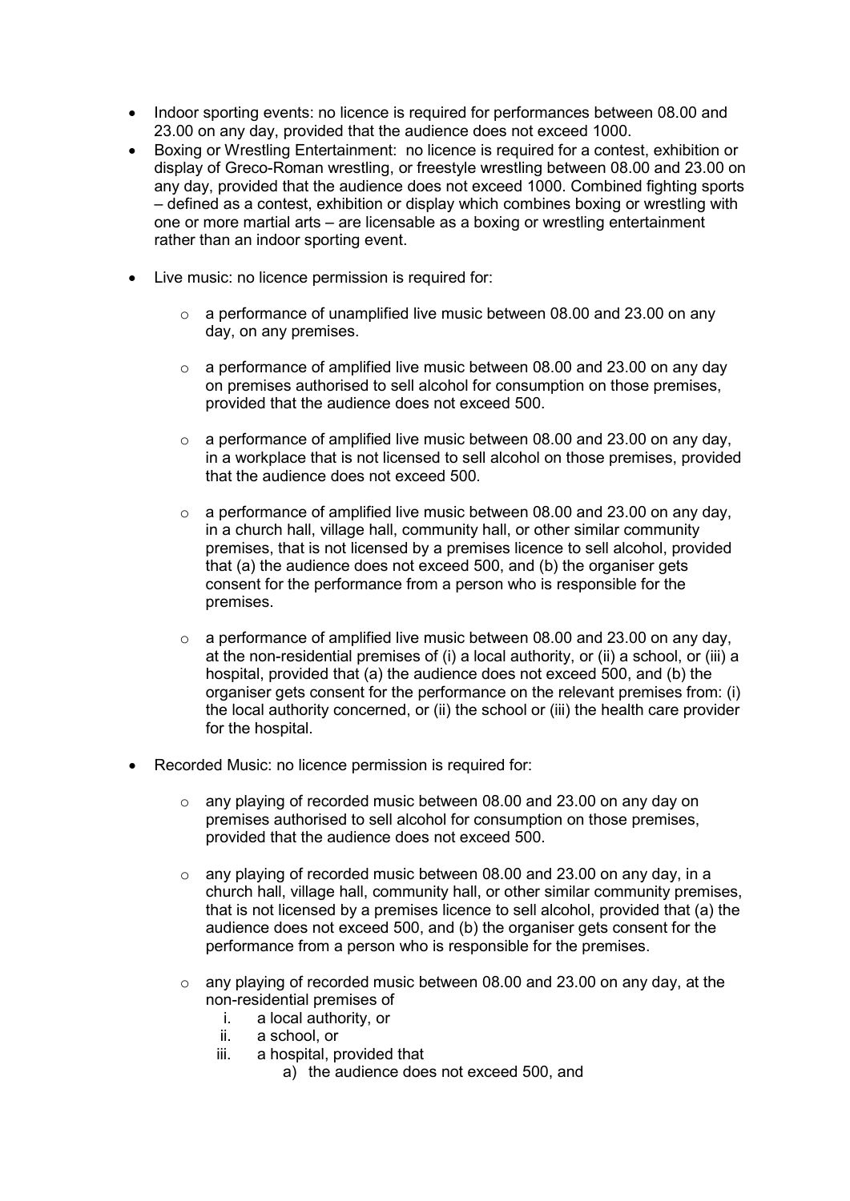- Indoor sporting events: no licence is required for performances between 08.00 and 23.00 on any day, provided that the audience does not exceed 1000.
- Boxing or Wrestling Entertainment: no licence is required for a contest, exhibition or display of Greco-Roman wrestling, or freestyle wrestling between 08.00 and 23.00 on any day, provided that the audience does not exceed 1000. Combined fighting sports – defined as a contest, exhibition or display which combines boxing or wrestling with one or more martial arts – are licensable as a boxing or wrestling entertainment rather than an indoor sporting event.

- Live music: no licence permission is required for:

  - a performance of unamplified live music between 08.00 and 23.00 on any day, on any premises.

  - a performance of amplified live music between 08.00 and 23.00 on any day on premises authorised to sell alcohol for consumption on those premises, provided that the audience does not exceed 500.

  - a performance of amplified live music between 08.00 and 23.00 on any day, in a workplace that is not licensed to sell alcohol on those premises, provided that the audience does not exceed 500.

  - a performance of amplified live music between 08.00 and 23.00 on any day, in a church hall, village hall, community hall, or other similar community premises, that is not licensed by a premises licence to sell alcohol, provided that (a) the audience does not exceed 500, and (b) the organiser gets consent for the performance from a person who is responsible for the premises.

  - a performance of amplified live music between 08.00 and 23.00 on any day, at the non-residential premises of (i) a local authority, or (ii) a school, or (iii) a hospital, provided that (a) the audience does not exceed 500, and (b) the organiser gets consent for the performance on the relevant premises from: (i) the local authority concerned, or (ii) the school or (iii) the health care provider for the hospital.

- Recorded Music: no licence permission is required for:

  - any playing of recorded music between 08.00 and 23.00 on any day on premises authorised to sell alcohol for consumption on those premises, provided that the audience does not exceed 500.

  - any playing of recorded music between 08.00 and 23.00 on any day, in a church hall, village hall, community hall, or other similar community premises, that is not licensed by a premises licence to sell alcohol, provided that (a) the audience does not exceed 500, and (b) the organiser gets consent for the performance from a person who is responsible for the premises.

  - any playing of recorded music between 08.00 and 23.00 on any day, at the non-residential premises of
    1. a local authority, or
    2. a school, or
    3. a hospital, provided that
       a) the audience does not exceed 500, and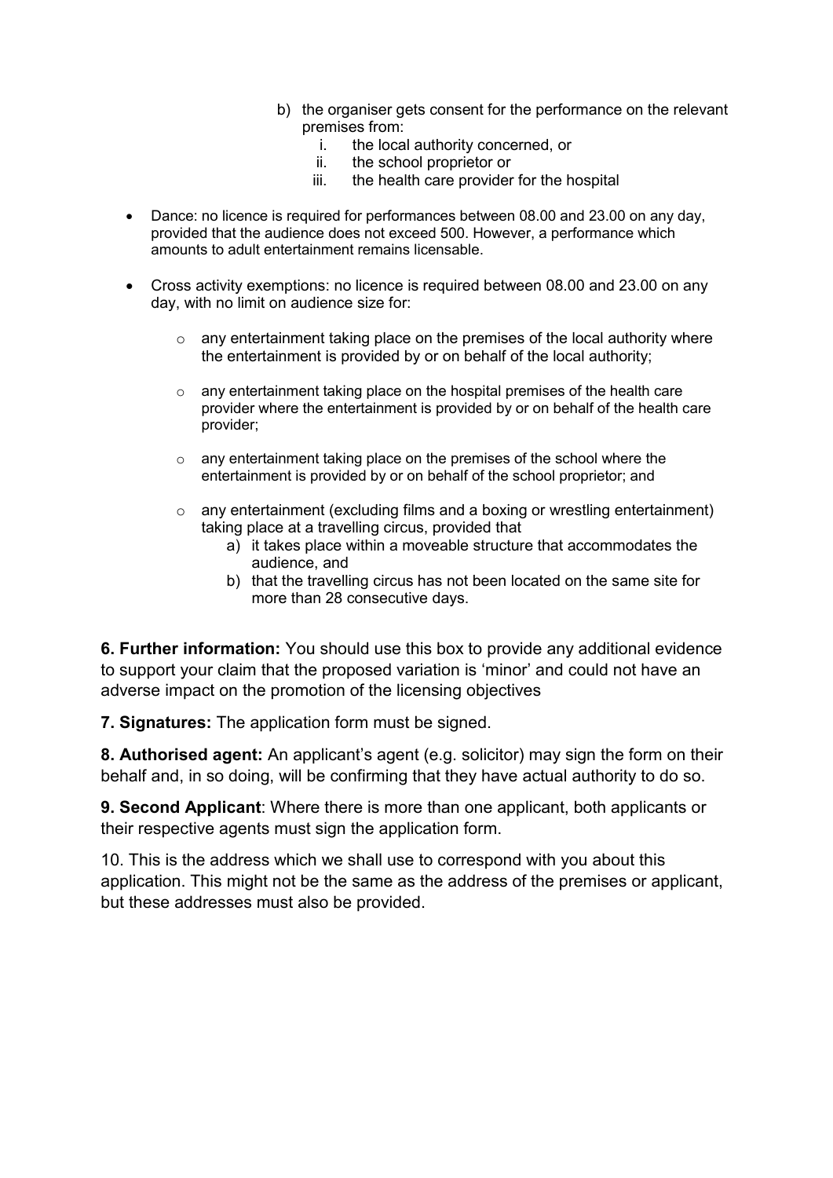b) the organiser gets consent for the performance on the relevant premises from:
   i. the local authority concerned, or
   ii. the school proprietor or
   iii. the health care provider for the hospital

- Dance: no licence is required for performances between 08.00 and 23.00 on any day, provided that the audience does not exceed 500. However, a performance which amounts to adult entertainment remains licensable.

- Cross activity exemptions: no licence is required between 08.00 and 23.00 on any day, with no limit on audience size for:

  - any entertainment taking place on the premises of the local authority where the entertainment is provided by or on behalf of the local authority;

  - any entertainment taking place on the hospital premises of the health care provider where the entertainment is provided by or on behalf of the health care provider;

  - any entertainment taking place on the premises of the school where the entertainment is provided by or on behalf of the school proprietor; and

  - any entertainment (excluding films and a boxing or wrestling entertainment) taking place at a travelling circus, provided that
    a) it takes place within a moveable structure that accommodates the audience, and
    b) that the travelling circus has not been located on the same site for more than 28 consecutive days.

**6. Further information:** You should use this box to provide any additional evidence to support your claim that the proposed variation is 'minor' and could not have an adverse impact on the promotion of the licensing objectives

**7. Signatures:** The application form must be signed.

**8. Authorised agent:** An applicant's agent (e.g. solicitor) may sign the form on their behalf and, in so doing, will be confirming that they have actual authority to do so.

**9. Second Applicant**: Where there is more than one applicant, both applicants or their respective agents must sign the application form.

10. This is the address which we shall use to correspond with you about this application. This might not be the same as the address of the premises or applicant, but these addresses must also be provided.